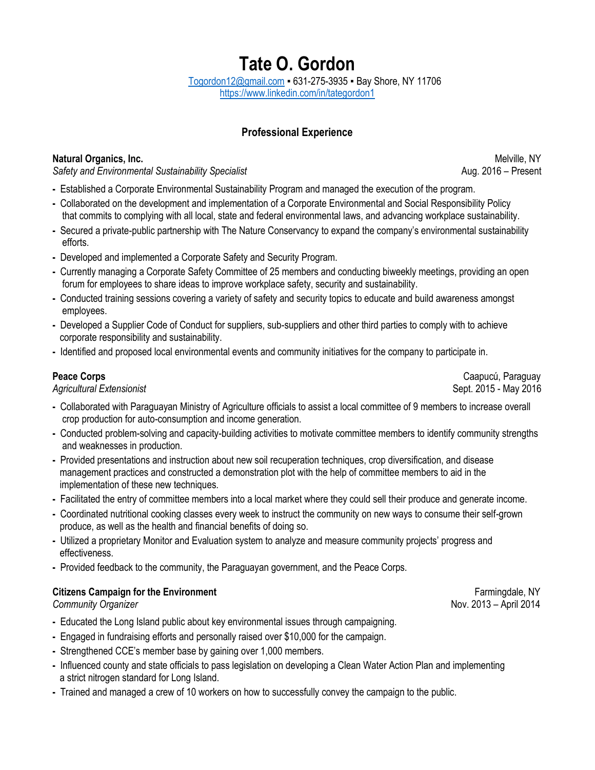# Tate O. Gordon

Togordon12@gmail.com ▪ 631-275-3935 ▪ Bay Shore, NY 11706
https://www.linkedin.com/in/tategordon1

## Professional Experience

**Natural Organics, Inc.** — Melville, NY
*Safety and Environmental Sustainability Specialist* — Aug. 2016 – Present

- Established a Corporate Environmental Sustainability Program and managed the execution of the program.
- Collaborated on the development and implementation of a Corporate Environmental and Social Responsibility Policy that commits to complying with all local, state and federal environmental laws, and advancing workplace sustainability.
- Secured a private-public partnership with The Nature Conservancy to expand the company's environmental sustainability efforts.
- Developed and implemented a Corporate Safety and Security Program.
- Currently managing a Corporate Safety Committee of 25 members and conducting biweekly meetings, providing an open forum for employees to share ideas to improve workplace safety, security and sustainability.
- Conducted training sessions covering a variety of safety and security topics to educate and build awareness amongst employees.
- Developed a Supplier Code of Conduct for suppliers, sub-suppliers and other third parties to comply with to achieve corporate responsibility and sustainability.
- Identified and proposed local environmental events and community initiatives for the company to participate in.

**Peace Corps** — Caapucú, Paraguay
*Agricultural Extensionist* — Sept. 2015 - May 2016

- Collaborated with Paraguayan Ministry of Agriculture officials to assist a local committee of 9 members to increase overall crop production for auto-consumption and income generation.
- Conducted problem-solving and capacity-building activities to motivate committee members to identify community strengths and weaknesses in production.
- Provided presentations and instruction about new soil recuperation techniques, crop diversification, and disease management practices and constructed a demonstration plot with the help of committee members to aid in the implementation of these new techniques.
- Facilitated the entry of committee members into a local market where they could sell their produce and generate income.
- Coordinated nutritional cooking classes every week to instruct the community on new ways to consume their self-grown produce, as well as the health and financial benefits of doing so.
- Utilized a proprietary Monitor and Evaluation system to analyze and measure community projects' progress and effectiveness.
- Provided feedback to the community, the Paraguayan government, and the Peace Corps.

**Citizens Campaign for the Environment** — Farmingdale, NY
*Community Organizer* — Nov. 2013 – April 2014

- Educated the Long Island public about key environmental issues through campaigning.
- Engaged in fundraising efforts and personally raised over $10,000 for the campaign.
- Strengthened CCE's member base by gaining over 1,000 members.
- Influenced county and state officials to pass legislation on developing a Clean Water Action Plan and implementing a strict nitrogen standard for Long Island.
- Trained and managed a crew of 10 workers on how to successfully convey the campaign to the public.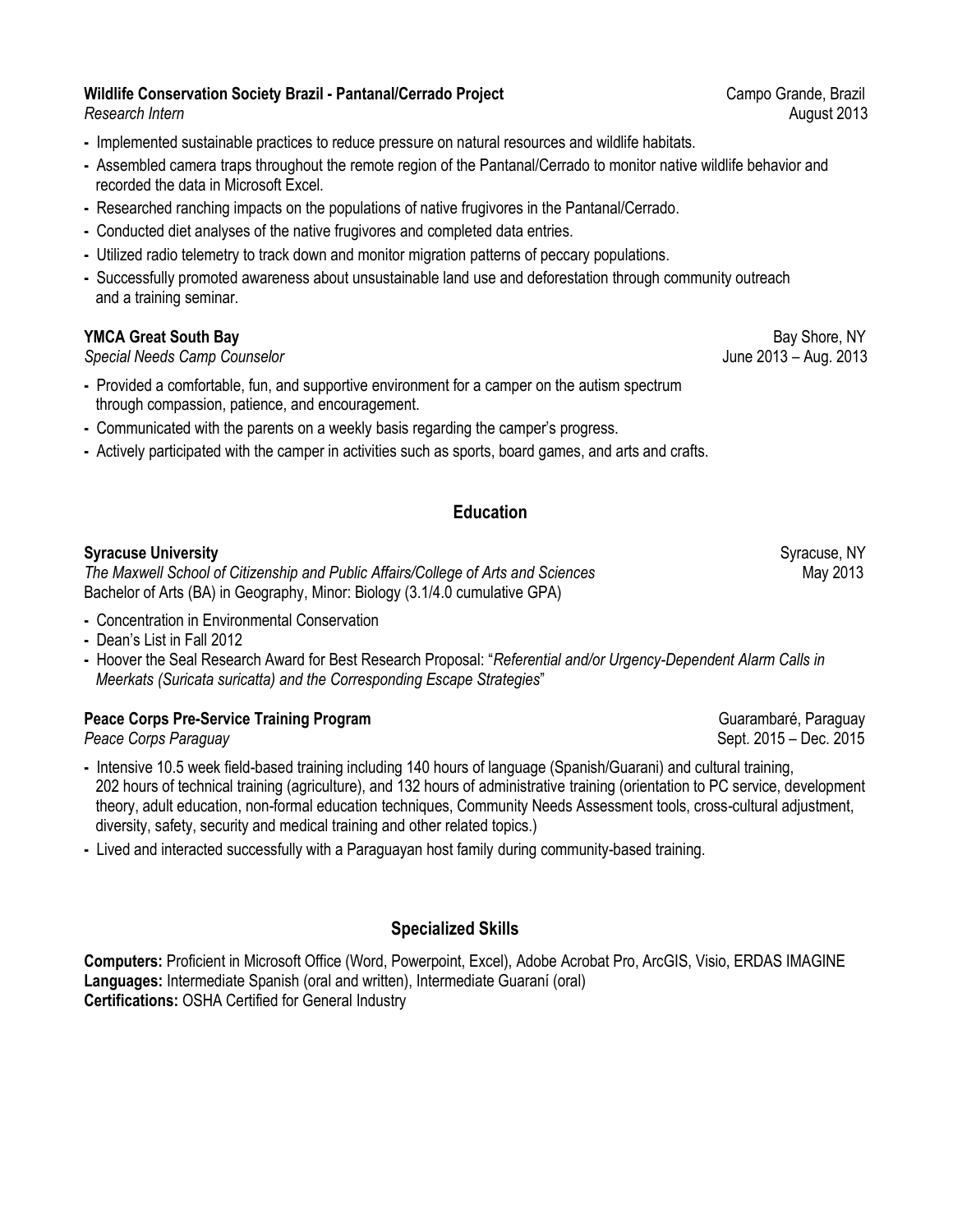**Wildlife Conservation Society Brazil - Pantanal/Cerrado Project** Campo Grande, Brazil
*Research Intern* August 2013

- Implemented sustainable practices to reduce pressure on natural resources and wildlife habitats.
- Assembled camera traps throughout the remote region of the Pantanal/Cerrado to monitor native wildlife behavior and recorded the data in Microsoft Excel.
- Researched ranching impacts on the populations of native frugivores in the Pantanal/Cerrado.
- Conducted diet analyses of the native frugivores and completed data entries.
- Utilized radio telemetry to track down and monitor migration patterns of peccary populations.
- Successfully promoted awareness about unsustainable land use and deforestation through community outreach and a training seminar.

**YMCA Great South Bay** Bay Shore, NY
*Special Needs Camp Counselor* June 2013 – Aug. 2013

- Provided a comfortable, fun, and supportive environment for a camper on the autism spectrum through compassion, patience, and encouragement.
- Communicated with the parents on a weekly basis regarding the camper's progress.
- Actively participated with the camper in activities such as sports, board games, and arts and crafts.

## Education

**Syracuse University** Syracuse, NY
*The Maxwell School of Citizenship and Public Affairs/College of Arts and Sciences* May 2013
Bachelor of Arts (BA) in Geography, Minor: Biology (3.1/4.0 cumulative GPA)

- Concentration in Environmental Conservation
- Dean's List in Fall 2012
- Hoover the Seal Research Award for Best Research Proposal: "*Referential and/or Urgency-Dependent Alarm Calls in Meerkats (Suricata suricatta) and the Corresponding Escape Strategies*"

**Peace Corps Pre-Service Training Program** Guarambaré, Paraguay
*Peace Corps Paraguay* Sept. 2015 – Dec. 2015

- Intensive 10.5 week field-based training including 140 hours of language (Spanish/Guarani) and cultural training, 202 hours of technical training (agriculture), and 132 hours of administrative training (orientation to PC service, development theory, adult education, non-formal education techniques, Community Needs Assessment tools, cross-cultural adjustment, diversity, safety, security and medical training and other related topics.)
- Lived and interacted successfully with a Paraguayan host family during community-based training.

## Specialized Skills

**Computers:** Proficient in Microsoft Office (Word, Powerpoint, Excel), Adobe Acrobat Pro, ArcGIS, Visio, ERDAS IMAGINE
**Languages:** Intermediate Spanish (oral and written), Intermediate Guaraní (oral)
**Certifications:** OSHA Certified for General Industry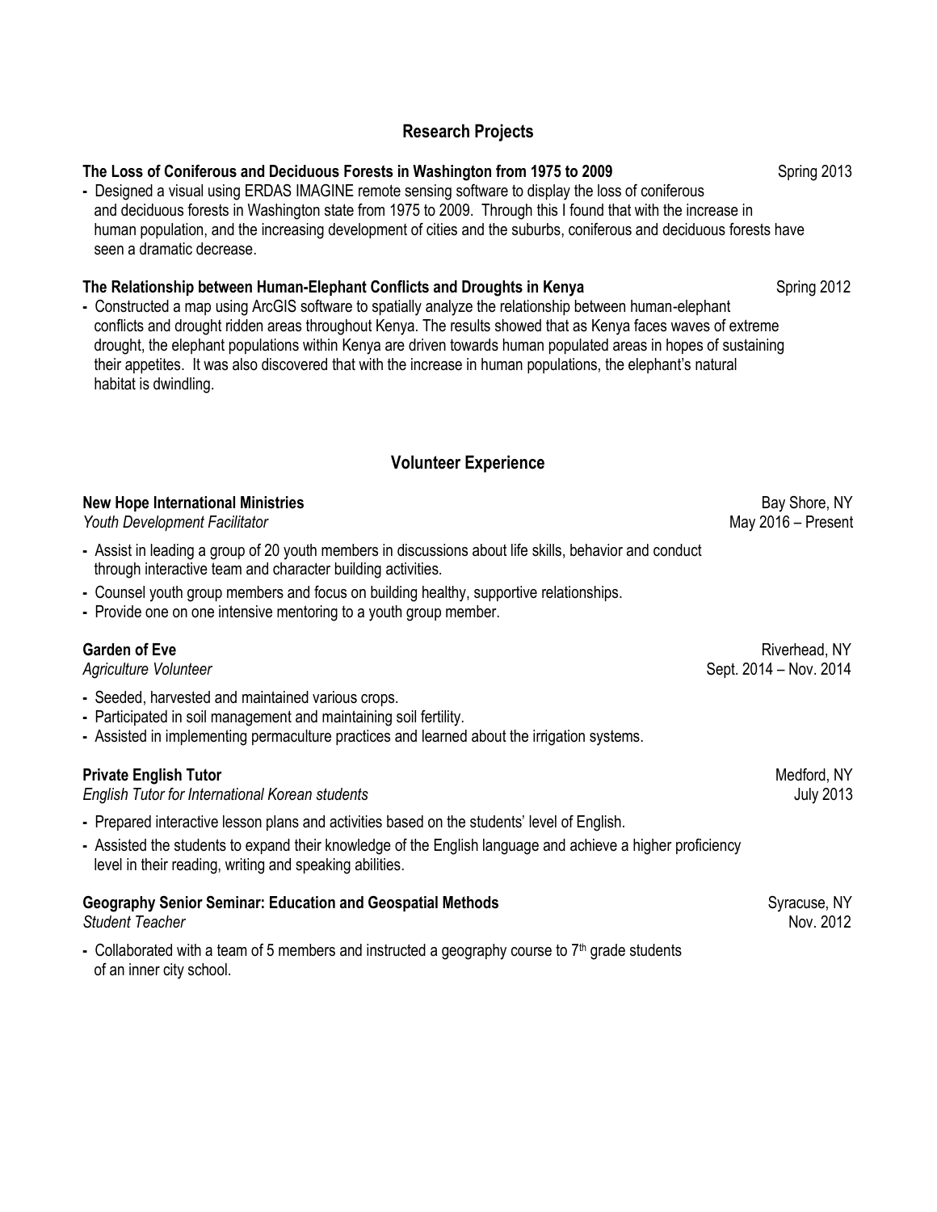## Research Projects

**The Loss of Coniferous and Deciduous Forests in Washington from 1975 to 2009** Spring 2013

- Designed a visual using ERDAS IMAGINE remote sensing software to display the loss of coniferous and deciduous forests in Washington state from 1975 to 2009. Through this I found that with the increase in human population, and the increasing development of cities and the suburbs, coniferous and deciduous forests have seen a dramatic decrease.

**The Relationship between Human-Elephant Conflicts and Droughts in Kenya** Spring 2012

- Constructed a map using ArcGIS software to spatially analyze the relationship between human-elephant conflicts and drought ridden areas throughout Kenya. The results showed that as Kenya faces waves of extreme drought, the elephant populations within Kenya are driven towards human populated areas in hopes of sustaining their appetites. It was also discovered that with the increase in human populations, the elephant's natural habitat is dwindling.

## Volunteer Experience

**New Hope International Ministries** Bay Shore, NY
*Youth Development Facilitator* May 2016 – Present

- Assist in leading a group of 20 youth members in discussions about life skills, behavior and conduct through interactive team and character building activities.
- Counsel youth group members and focus on building healthy, supportive relationships.
- Provide one on one intensive mentoring to a youth group member.

**Garden of Eve** Riverhead, NY
*Agriculture Volunteer* Sept. 2014 – Nov. 2014

- Seeded, harvested and maintained various crops.
- Participated in soil management and maintaining soil fertility.
- Assisted in implementing permaculture practices and learned about the irrigation systems.

**Private English Tutor** Medford, NY
*English Tutor for International Korean students* July 2013

- Prepared interactive lesson plans and activities based on the students' level of English.
- Assisted the students to expand their knowledge of the English language and achieve a higher proficiency level in their reading, writing and speaking abilities.

**Geography Senior Seminar: Education and Geospatial Methods** Syracuse, NY
*Student Teacher* Nov. 2012

- Collaborated with a team of 5 members and instructed a geography course to 7th grade students of an inner city school.